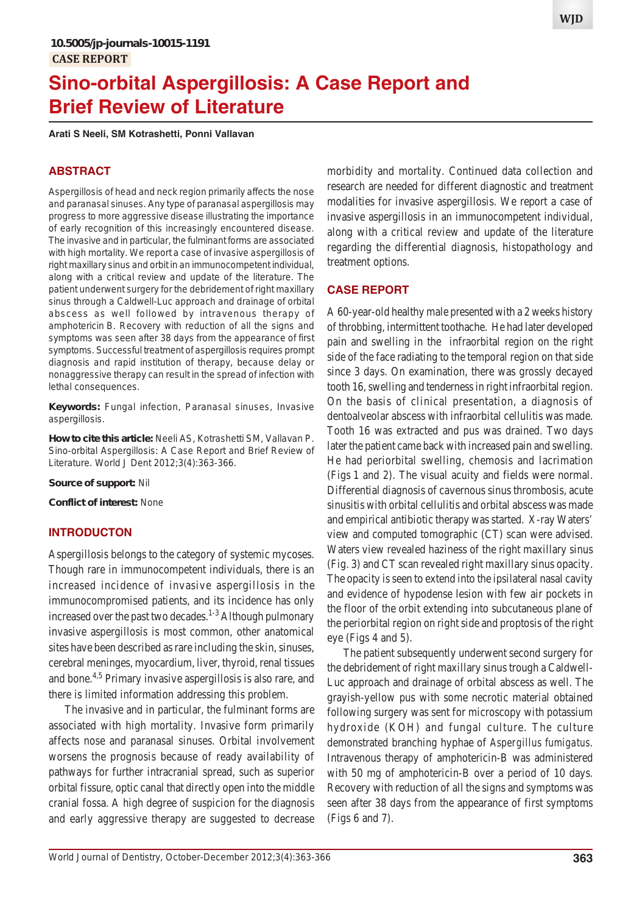10.5005/jp-journals-10015-1191

CASE REPORT

# Sino-orbital Aspergillosis: A Case Report and Brief Review of Literature

**Arati S Neeli, SM Kotrashetti, Ponni Vallavan**

## ABSTRACT

Aspergillosis of head and neck region primarily affects the nose and paranasal sinuses. Any type of paranasal aspergillosis may progress to more aggressive disease illustrating the importance of early recognition of this increasingly encountered disease. The invasive and in particular, the fulminant forms are associated with high mortality. We report a case of invasive aspergillosis of right maxillary sinus and orbit in an immunocompetent individual, along with a critical review and update of the literature. The patient underwent surgery for the debridement of right maxillary sinus through a Caldwell-Luc approach and drainage of orbital abscess as well followed by intravenous therapy of amphotericin B. Recovery with reduction of all the signs and symptoms was seen after 38 days from the appearance of first symptoms. Successful treatment of aspergillosis requires prompt diagnosis and rapid institution of therapy, because delay or nonaggressive therapy can result in the spread of infection with lethal consequences.

**Keywords:** Fungal infection, Paranasal sinuses, Invasive aspergillosis.

**How to cite this article:** Neeli AS, Kotrashetti SM, Vallavan P. Sino-orbital Aspergillosis: A Case Report and Brief Review of Literature. World J Dent 2012;3(4):363-366.

**Source of support:** Nil

**Conflict of interest:** None

## INTRODUCTON

Aspergillosis belongs to the category of systemic mycoses. Though rare in immunocompetent individuals, there is an increased incidence of invasive aspergillosis in the immunocompromised patients, and its incidence has only increased over the past two decades.[1-3] Although pulmonary invasive aspergillosis is most common, other anatomical sites have been described as rare including the skin, sinuses, cerebral meninges, myocardium, liver, thyroid, renal tissues and bone.[4,5] Primary invasive aspergillosis is also rare, and there is limited information addressing this problem.

The invasive and in particular, the fulminant forms are associated with high mortality. Invasive form primarily affects nose and paranasal sinuses. Orbital involvement worsens the prognosis because of ready availability of pathways for further intracranial spread, such as superior orbital fissure, optic canal that directly open into the middle cranial fossa. A high degree of suspicion for the diagnosis and early aggressive therapy are suggested to decrease morbidity and mortality. Continued data collection and research are needed for different diagnostic and treatment modalities for invasive aspergillosis. We report a case of invasive aspergillosis in an immunocompetent individual, along with a critical review and update of the literature regarding the differential diagnosis, histopathology and treatment options.

## CASE REPORT

A 60-year-old healthy male presented with a 2 weeks history of throbbing, intermittent toothache. He had later developed pain and swelling in the infraorbital region on the right side of the face radiating to the temporal region on that side since 3 days. On examination, there was grossly decayed tooth 16, swelling and tenderness in right infraorbital region. On the basis of clinical presentation, a diagnosis of dentoalveolar abscess with infraorbital cellulitis was made. Tooth 16 was extracted and pus was drained. Two days later the patient came back with increased pain and swelling. He had periorbital swelling, chemosis and lacrimation (Figs 1 and 2). The visual acuity and fields were normal. Differential diagnosis of cavernous sinus thrombosis, acute sinusitis with orbital cellulitis and orbital abscess was made and empirical antibiotic therapy was started. X-ray Waters' view and computed tomographic (CT) scan were advised. Waters view revealed haziness of the right maxillary sinus (Fig. 3) and CT scan revealed right maxillary sinus opacity. The opacity is seen to extend into the ipsilateral nasal cavity and evidence of hypodense lesion with few air pockets in the floor of the orbit extending into subcutaneous plane of the periorbital region on right side and proptosis of the right eye (Figs 4 and 5).

The patient subsequently underwent second surgery for the debridement of right maxillary sinus trough a Caldwell-Luc approach and drainage of orbital abscess as well. The grayish-yellow pus with some necrotic material obtained following surgery was sent for microscopy with potassium hydroxide (KOH) and fungal culture. The culture demonstrated branching hyphae of *Aspergillus fumigatus*. Intravenous therapy of amphotericin-B was administered with 50 mg of amphotericin-B over a period of 10 days. Recovery with reduction of all the signs and symptoms was seen after 38 days from the appearance of first symptoms (Figs 6 and 7).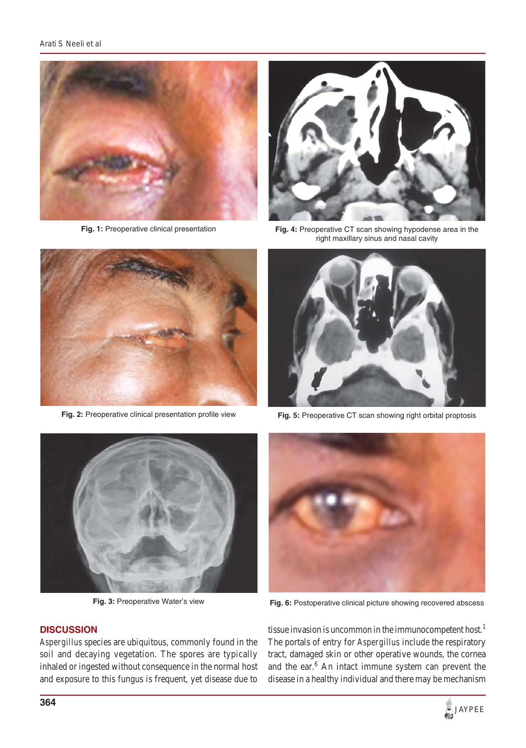Fig. 1: Preoperative clinical presentation

Fig. 2: Preoperative clinical presentation profile view

Fig. 3: Preoperative Water's view

Fig. 4: Preoperative CT scan showing hypodense area in the right maxillary sinus and nasal cavity

Fig. 5: Preoperative CT scan showing right orbital proptosis

Fig. 6: Postoperative clinical picture showing recovered abscess

## DISCUSSION

*Aspergillus* species are ubiquitous, commonly found in the soil and decaying vegetation. The spores are typically inhaled or ingested without consequence in the normal host and exposure to this fungus is frequent, yet disease due to tissue invasion is uncommon in the immunocompetent host.[1] The portals of entry for *Aspergillus* include the respiratory tract, damaged skin or other operative wounds, the cornea and the ear.[6] An intact immune system can prevent the disease in a healthy individual and there may be mechanism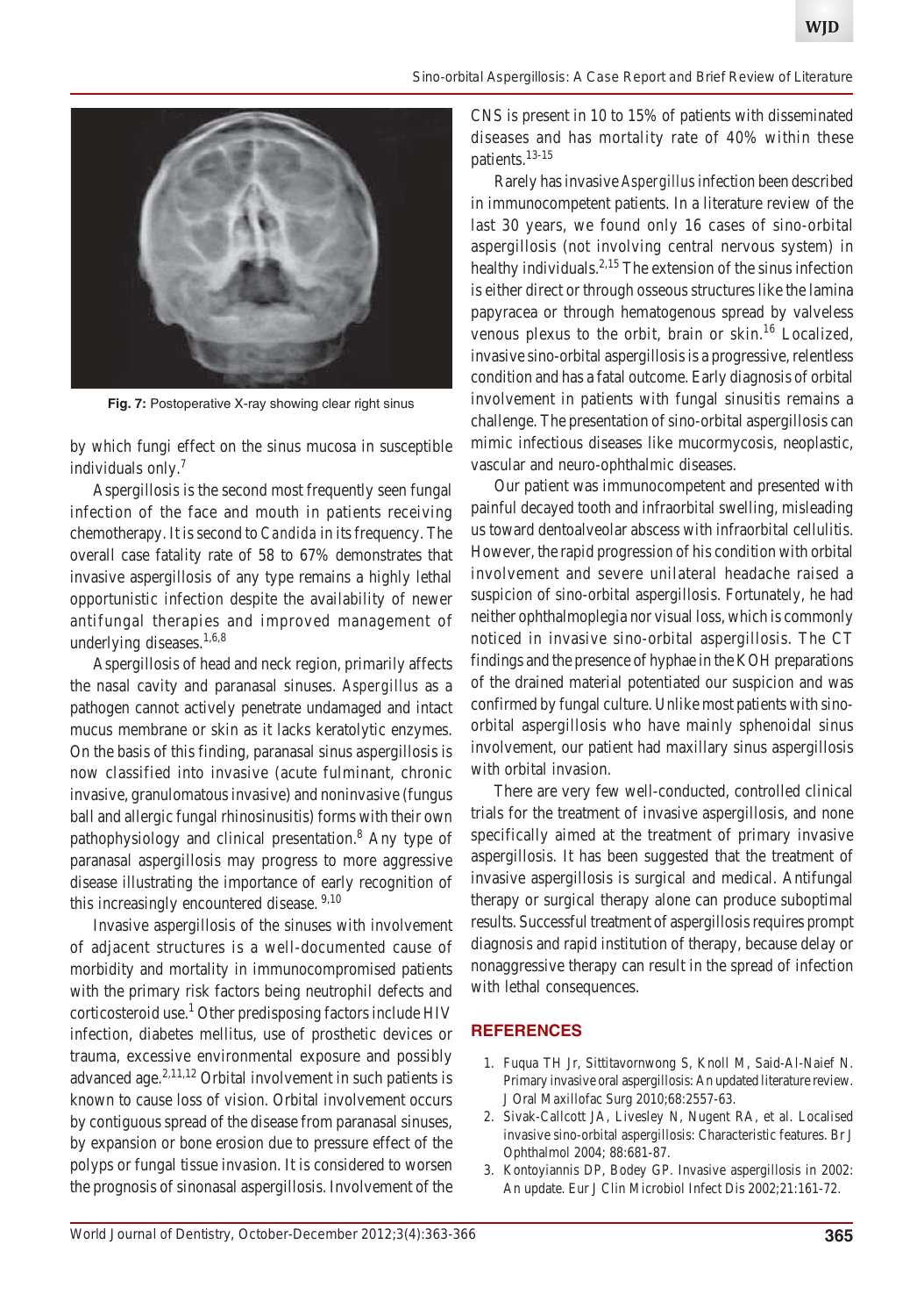Fig. 7: Postoperative X-ray showing clear right sinus

by which fungi effect on the sinus mucosa in susceptible individuals only.[7]

Aspergillosis is the second most frequently seen fungal infection of the face and mouth in patients receiving chemotherapy. It is second to *Candida* in its frequency. The overall case fatality rate of 58 to 67% demonstrates that invasive aspergillosis of any type remains a highly lethal opportunistic infection despite the availability of newer antifungal therapies and improved management of underlying diseases.[1,6,8]

Aspergillosis of head and neck region, primarily affects the nasal cavity and paranasal sinuses. *Aspergillus* as a pathogen cannot actively penetrate undamaged and intact mucus membrane or skin as it lacks keratolytic enzymes. On the basis of this finding, paranasal sinus aspergillosis is now classified into invasive (acute fulminant, chronic invasive, granulomatous invasive) and noninvasive (fungus ball and allergic fungal rhinosinusitis) forms with their own pathophysiology and clinical presentation.[8] Any type of paranasal aspergillosis may progress to more aggressive disease illustrating the importance of early recognition of this increasingly encountered disease.[9,10]

Invasive aspergillosis of the sinuses with involvement of adjacent structures is a well-documented cause of morbidity and mortality in immunocompromised patients with the primary risk factors being neutrophil defects and corticosteroid use.[1] Other predisposing factors include HIV infection, diabetes mellitus, use of prosthetic devices or trauma, excessive environmental exposure and possibly advanced age.[2,11,12] Orbital involvement in such patients is known to cause loss of vision. Orbital involvement occurs by contiguous spread of the disease from paranasal sinuses, by expansion or bone erosion due to pressure effect of the polyps or fungal tissue invasion. It is considered to worsen the prognosis of sinonasal aspergillosis. Involvement of the CNS is present in 10 to 15% of patients with disseminated diseases and has mortality rate of 40% within these patients.[13-15]

Rarely has invasive *Aspergillus* infection been described in immunocompetent patients. In a literature review of the last 30 years, we found only 16 cases of sino-orbital aspergillosis (not involving central nervous system) in healthy individuals.[2,15] The extension of the sinus infection is either direct or through osseous structures like the lamina papyracea or through hematogenous spread by valveless venous plexus to the orbit, brain or skin.[16] Localized, invasive sino-orbital aspergillosis is a progressive, relentless condition and has a fatal outcome. Early diagnosis of orbital involvement in patients with fungal sinusitis remains a challenge. The presentation of sino-orbital aspergillosis can mimic infectious diseases like mucormycosis, neoplastic, vascular and neuro-ophthalmic diseases.

Our patient was immunocompetent and presented with painful decayed tooth and infraorbital swelling, misleading us toward dentoalveolar abscess with infraorbital cellulitis. However, the rapid progression of his condition with orbital involvement and severe unilateral headache raised a suspicion of sino-orbital aspergillosis. Fortunately, he had neither ophthalmoplegia nor visual loss, which is commonly noticed in invasive sino-orbital aspergillosis. The CT findings and the presence of hyphae in the KOH preparations of the drained material potentiated our suspicion and was confirmed by fungal culture. Unlike most patients with sino-orbital aspergillosis who have mainly sphenoidal sinus involvement, our patient had maxillary sinus aspergillosis with orbital invasion.

There are very few well-conducted, controlled clinical trials for the treatment of invasive aspergillosis, and none specifically aimed at the treatment of primary invasive aspergillosis. It has been suggested that the treatment of invasive aspergillosis is surgical and medical. Antifungal therapy or surgical therapy alone can produce suboptimal results. Successful treatment of aspergillosis requires prompt diagnosis and rapid institution of therapy, because delay or nonaggressive therapy can result in the spread of infection with lethal consequences.

## REFERENCES

1. Fuqua TH Jr, Sittitavornwong S, Knoll M, Said-Al-Naief N. Primary invasive oral aspergillosis: An updated literature review. J Oral Maxillofac Surg 2010;68:2557-63.
2. Sivak-Callcott JA, Livesley N, Nugent RA, et al. Localised invasive sino-orbital aspergillosis: Characteristic features. Br J Ophthalmol 2004; 88:681-87.
3. Kontoyiannis DP, Bodey GP. Invasive aspergillosis in 2002: An update. Eur J Clin Microbiol Infect Dis 2002;21:161-72.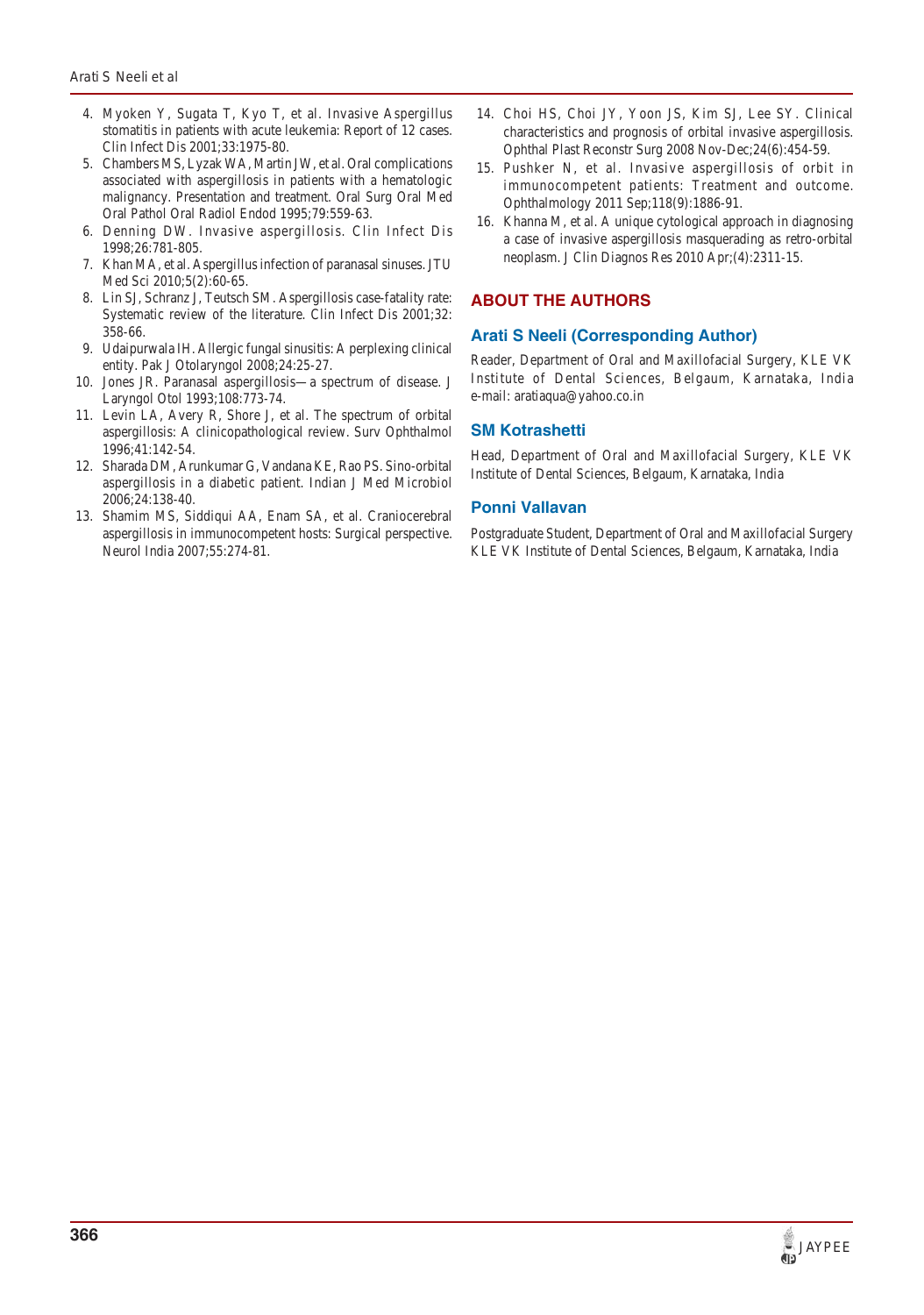4. Myoken Y, Sugata T, Kyo T, et al. Invasive Aspergillus stomatitis in patients with acute leukemia: Report of 12 cases. Clin Infect Dis 2001;33:1975-80.
5. Chambers MS, Lyzak WA, Martin JW, et al. Oral complications associated with aspergillosis in patients with a hematologic malignancy. Presentation and treatment. Oral Surg Oral Med Oral Pathol Oral Radiol Endod 1995;79:559-63.
6. Denning DW. Invasive aspergillosis. Clin Infect Dis 1998;26:781-805.
7. Khan MA, et al. Aspergillus infection of paranasal sinuses. JTU Med Sci 2010;5(2):60-65.
8. Lin SJ, Schranz J, Teutsch SM. Aspergillosis case-fatality rate: Systematic review of the literature. Clin Infect Dis 2001;32: 358-66.
9. Udaipurwala IH. Allergic fungal sinusitis: A perplexing clinical entity. Pak J Otolaryngol 2008;24:25-27.
10. Jones JR. Paranasal aspergillosis—a spectrum of disease. J Laryngol Otol 1993;108:773-74.
11. Levin LA, Avery R, Shore J, et al. The spectrum of orbital aspergillosis: A clinicopathological review. Surv Ophthalmol 1996;41:142-54.
12. Sharada DM, Arunkumar G, Vandana KE, Rao PS. Sino-orbital aspergillosis in a diabetic patient. Indian J Med Microbiol 2006;24:138-40.
13. Shamim MS, Siddiqui AA, Enam SA, et al. Craniocerebral aspergillosis in immunocompetent hosts: Surgical perspective. Neurol India 2007;55:274-81.
14. Choi HS, Choi JY, Yoon JS, Kim SJ, Lee SY. Clinical characteristics and prognosis of orbital invasive aspergillosis. Ophthal Plast Reconstr Surg 2008 Nov-Dec;24(6):454-59.
15. Pushker N, et al. Invasive aspergillosis of orbit in immunocompetent patients: Treatment and outcome. Ophthalmology 2011 Sep;118(9):1886-91.
16. Khanna M, et al. A unique cytological approach in diagnosing a case of invasive aspergillosis masquerading as retro-orbital neoplasm. J Clin Diagnos Res 2010 Apr;(4):2311-15.

## ABOUT THE AUTHORS

### Arati S Neeli (Corresponding Author)

Reader, Department of Oral and Maxillofacial Surgery, KLE VK Institute of Dental Sciences, Belgaum, Karnataka, India
e-mail: aratiaqua@yahoo.co.in

### SM Kotrashetti

Head, Department of Oral and Maxillofacial Surgery, KLE VK Institute of Dental Sciences, Belgaum, Karnataka, India

### Ponni Vallavan

Postgraduate Student, Department of Oral and Maxillofacial Surgery KLE VK Institute of Dental Sciences, Belgaum, Karnataka, India